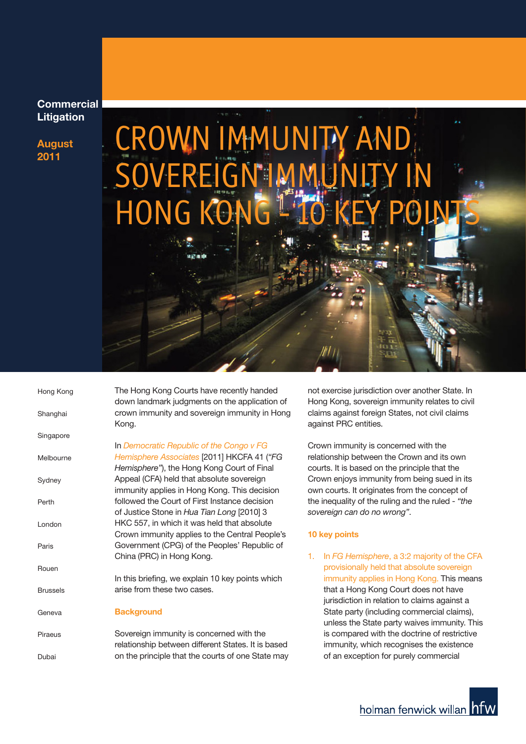Commercial Litigation

August 2011

# CROWN IMMUNITY AND SOVEREIGN IMMUNITY IN HONG KONG - 10 KEY POINTS

Hong Kong

Shanghai

Singapore

Melbourne

Sydney

Perth

London

Paris

Rouen

Brussels

Geneva

Piraeus

Dubai

The Hong Kong Courts have recently handed down landmark judgments on the application of crown immunity and sovereign immunity in Hong Kong.

In *Democratic Republic of the Congo v FG Hemisphere Associates* [2011] HKCFA 41 (*"FG Hemisphere"*), the Hong Kong Court of Final Appeal (CFA) held that absolute sovereign immunity applies in Hong Kong. This decision followed the Court of First Instance decision of Justice Stone in *Hua Tian Long* [2010] 3 HKC 557, in which it was held that absolute Crown immunity applies to the Central People's Government (CPG) of the Peoples' Republic of China (PRC) in Hong Kong.

In this briefing, we explain 10 key points which arise from these two cases.

## Background

Sovereign immunity is concerned with the relationship between different States. It is based on the principle that the courts of one State may not exercise jurisdiction over another State. In Hong Kong, sovereign immunity relates to civil claims against foreign States, not civil claims against PRC entities.

Crown immunity is concerned with the relationship between the Crown and its own courts. It is based on the principle that the Crown enjoys immunity from being sued in its own courts. It originates from the concept of the inequality of the ruling and the ruled - *"the sovereign can do no wrong"*.

## 10 key points

1. In *FG Hemisphere*, a 3:2 majority of the CFA provisionally held that absolute sovereign immunity applies in Hong Kong. This means that a Hong Kong Court does not have jurisdiction in relation to claims against a State party (including commercial claims), unless the State party waives immunity. This is compared with the doctrine of restrictive immunity, which recognises the existence of an exception for purely commercial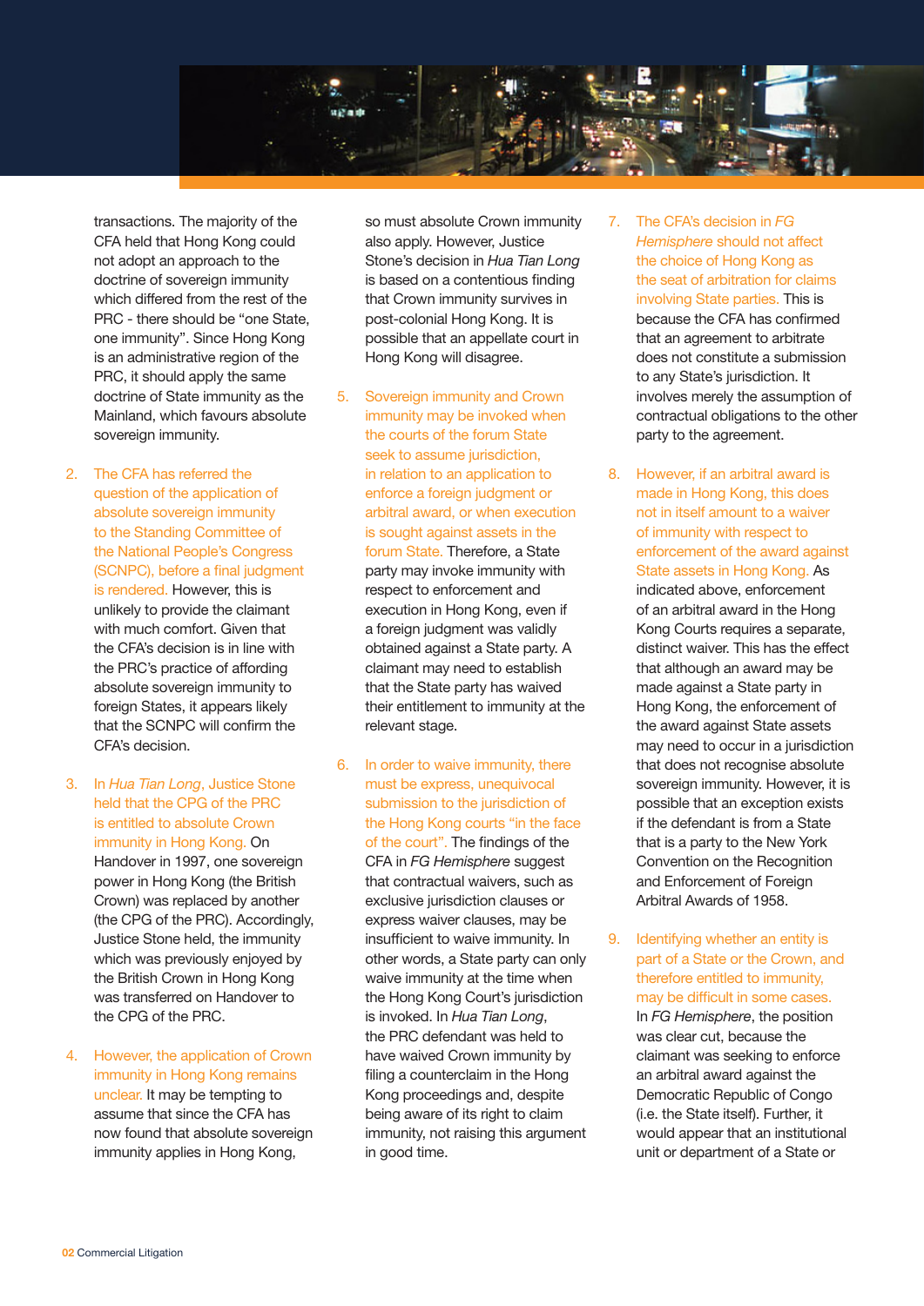transactions. The majority of the CFA held that Hong Kong could not adopt an approach to the doctrine of sovereign immunity which differed from the rest of the PRC - there should be "one State, one immunity". Since Hong Kong is an administrative region of the PRC, it should apply the same doctrine of State immunity as the Mainland, which favours absolute sovereign immunity.

2. The CFA has referred the question of the application of absolute sovereign immunity to the Standing Committee of the National People's Congress (SCNPC), before a final judgment is rendered. However, this is unlikely to provide the claimant with much comfort. Given that the CFA's decision is in line with the PRC's practice of affording absolute sovereign immunity to foreign States, it appears likely that the SCNPC will confirm the CFA's decision.

3. In *Hua Tian Long*, Justice Stone held that the CPG of the PRC is entitled to absolute Crown immunity in Hong Kong. On Handover in 1997, one sovereign power in Hong Kong (the British Crown) was replaced by another (the CPG of the PRC). Accordingly, Justice Stone held, the immunity which was previously enjoyed by the British Crown in Hong Kong was transferred on Handover to the CPG of the PRC.

4. However, the application of Crown immunity in Hong Kong remains unclear. It may be tempting to assume that since the CFA has now found that absolute sovereign immunity applies in Hong Kong, so must absolute Crown immunity also apply. However, Justice Stone's decision in *Hua Tian Long* is based on a contentious finding that Crown immunity survives in post-colonial Hong Kong. It is possible that an appellate court in Hong Kong will disagree.

5. Sovereign immunity and Crown immunity may be invoked when the courts of the forum State seek to assume jurisdiction, in relation to an application to enforce a foreign judgment or arbitral award, or when execution is sought against assets in the forum State. Therefore, a State party may invoke immunity with respect to enforcement and execution in Hong Kong, even if a foreign judgment was validly obtained against a State party. A claimant may need to establish that the State party has waived their entitlement to immunity at the relevant stage.

6. In order to waive immunity, there must be express, unequivocal submission to the jurisdiction of the Hong Kong courts "in the face of the court". The findings of the CFA in *FG Hemisphere* suggest that contractual waivers, such as exclusive jurisdiction clauses or express waiver clauses, may be insufficient to waive immunity. In other words, a State party can only waive immunity at the time when the Hong Kong Court's jurisdiction is invoked. In *Hua Tian Long*, the PRC defendant was held to have waived Crown immunity by filing a counterclaim in the Hong Kong proceedings and, despite being aware of its right to claim immunity, not raising this argument in good time.

7. The CFA's decision in *FG Hemisphere* should not affect the choice of Hong Kong as the seat of arbitration for claims involving State parties. This is because the CFA has confirmed that an agreement to arbitrate does not constitute a submission to any State's jurisdiction. It involves merely the assumption of contractual obligations to the other party to the agreement.

8. However, if an arbitral award is made in Hong Kong, this does not in itself amount to a waiver of immunity with respect to enforcement of the award against State assets in Hong Kong. As indicated above, enforcement of an arbitral award in the Hong Kong Courts requires a separate, distinct waiver. This has the effect that although an award may be made against a State party in Hong Kong, the enforcement of the award against State assets may need to occur in a jurisdiction that does not recognise absolute sovereign immunity. However, it is possible that an exception exists if the defendant is from a State that is a party to the New York Convention on the Recognition and Enforcement of Foreign Arbitral Awards of 1958.

9. Identifying whether an entity is part of a State or the Crown, and therefore entitled to immunity, may be difficult in some cases. In *FG Hemisphere*, the position was clear cut, because the claimant was seeking to enforce an arbitral award against the Democratic Republic of Congo (i.e. the State itself). Further, it would appear that an institutional unit or department of a State or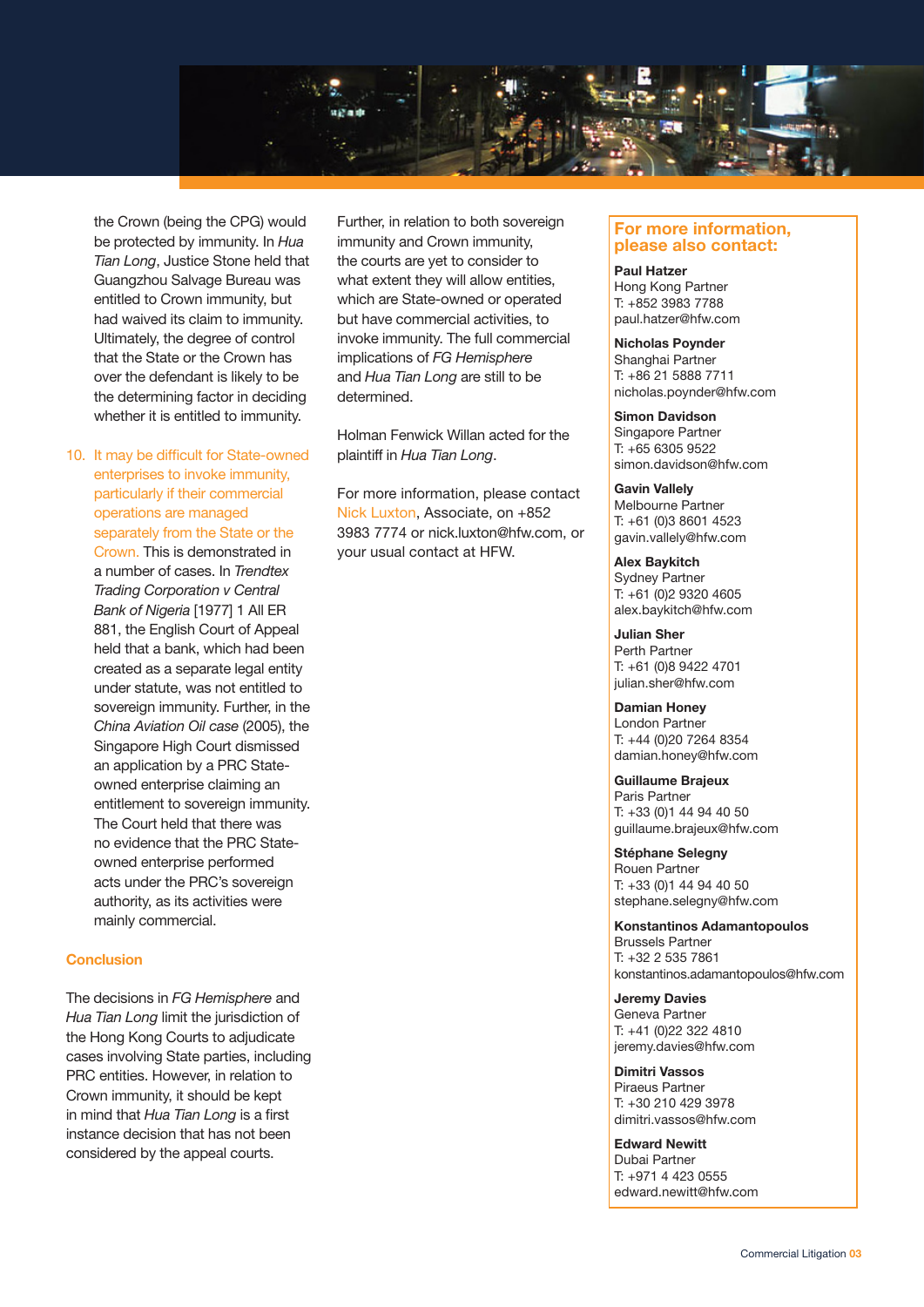the Crown (being the CPG) would be protected by immunity. In *Hua Tian Long*, Justice Stone held that Guangzhou Salvage Bureau was entitled to Crown immunity, but had waived its claim to immunity. Ultimately, the degree of control that the State or the Crown has over the defendant is likely to be the determining factor in deciding whether it is entitled to immunity.

10. It may be difficult for State-owned enterprises to invoke immunity, particularly if their commercial operations are managed separately from the State or the Crown. This is demonstrated in a number of cases. In *Trendtex Trading Corporation v Central Bank of Nigeria* [1977] 1 All ER 881, the English Court of Appeal held that a bank, which had been created as a separate legal entity under statute, was not entitled to sovereign immunity. Further, in the *China Aviation Oil case* (2005), the Singapore High Court dismissed an application by a PRC State-owned enterprise claiming an entitlement to sovereign immunity. The Court held that there was no evidence that the PRC State-owned enterprise performed acts under the PRC's sovereign authority, as its activities were mainly commercial.

## Conclusion

The decisions in *FG Hemisphere* and *Hua Tian Long* limit the jurisdiction of the Hong Kong Courts to adjudicate cases involving State parties, including PRC entities. However, in relation to Crown immunity, it should be kept in mind that *Hua Tian Long* is a first instance decision that has not been considered by the appeal courts.

Further, in relation to both sovereign immunity and Crown immunity, the courts are yet to consider to what extent they will allow entities, which are State-owned or operated but have commercial activities, to invoke immunity. The full commercial implications of *FG Hemisphere* and *Hua Tian Long* are still to be determined.

Holman Fenwick Willan acted for the plaintiff in *Hua Tian Long*.

For more information, please contact Nick Luxton, Associate, on +852 3983 7774 or nick.luxton@hfw.com, or your usual contact at HFW.

## For more information, please also contact:

**Paul Hatzer**
Hong Kong Partner
T: +852 3983 7788
paul.hatzer@hfw.com

**Nicholas Poynder**
Shanghai Partner
T: +86 21 5888 7711
nicholas.poynder@hfw.com

**Simon Davidson**
Singapore Partner
T: +65 6305 9522
simon.davidson@hfw.com

**Gavin Vallely**
Melbourne Partner
T: +61 (0)3 8601 4523
gavin.vallely@hfw.com

**Alex Baykitch**
Sydney Partner
T: +61 (0)2 9320 4605
alex.baykitch@hfw.com

**Julian Sher**
Perth Partner
T: +61 (0)8 9422 4701
julian.sher@hfw.com

**Damian Honey**
London Partner
T: +44 (0)20 7264 8354
damian.honey@hfw.com

**Guillaume Brajeux**
Paris Partner
T: +33 (0)1 44 94 40 50
guillaume.brajeux@hfw.com

**Stéphane Selegny**
Rouen Partner
T: +33 (0)1 44 94 40 50
stephane.selegny@hfw.com

**Konstantinos Adamantopoulos**
Brussels Partner
T: +32 2 535 7861
konstantinos.adamantopoulos@hfw.com

**Jeremy Davies**
Geneva Partner
T: +41 (0)22 322 4810
jeremy.davies@hfw.com

**Dimitri Vassos**
Piraeus Partner
T: +30 210 429 3978
dimitri.vassos@hfw.com

**Edward Newitt**
Dubai Partner
T: +971 4 423 0555
edward.newitt@hfw.com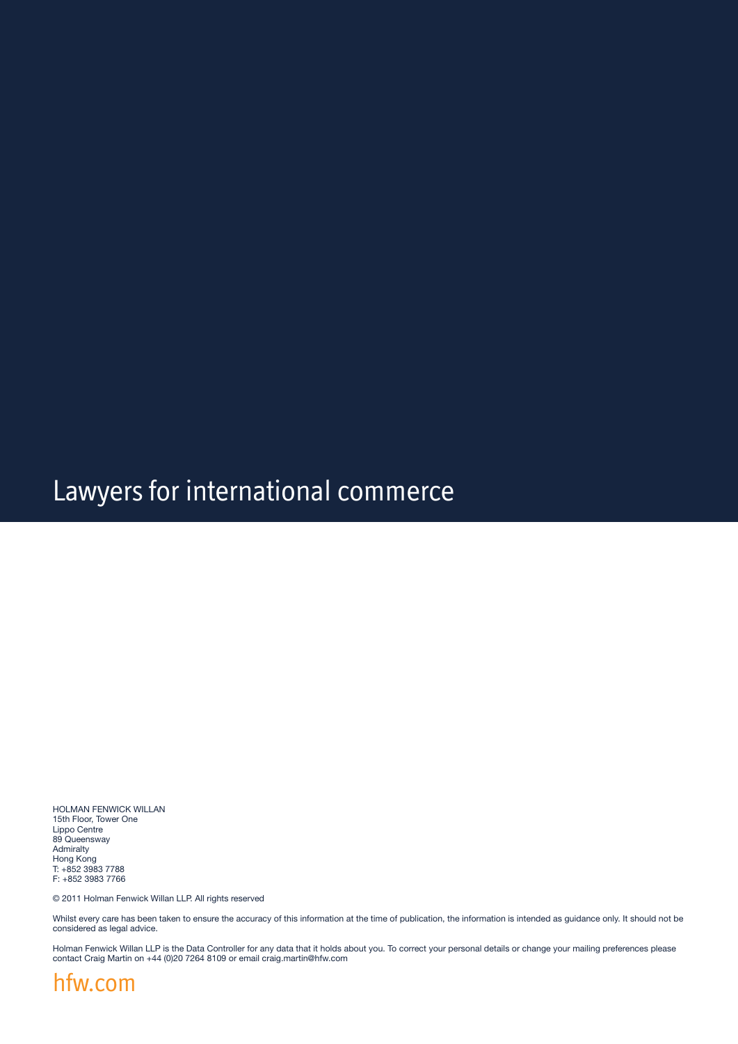Lawyers for international commerce

HOLMAN FENWICK WILLAN
15th Floor, Tower One
Lippo Centre
89 Queensway
Admiralty
Hong Kong
T: +852 3983 7788
F: +852 3983 7766

© 2011 Holman Fenwick Willan LLP. All rights reserved

Whilst every care has been taken to ensure the accuracy of this information at the time of publication, the information is intended as guidance only. It should not be considered as legal advice.

Holman Fenwick Willan LLP is the Data Controller for any data that it holds about you. To correct your personal details or change your mailing preferences please contact Craig Martin on +44 (0)20 7264 8109 or email craig.martin@hfw.com

hfw.com